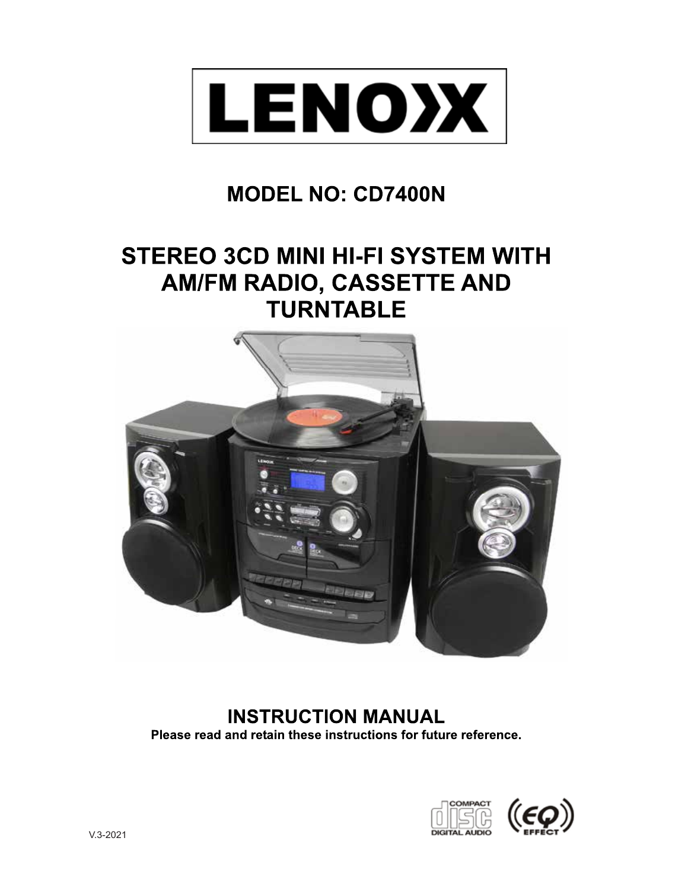# LENOXX

## MODEL NO: CD7400N

## STEREO 3CD MINI HI-FI SYSTEM WITH AM/FM RADIO, CASSETTE AND TURNTABLE

## INSTRUCTION MANUAL

**Please read and retain these instructions for future reference.**

V.3-2021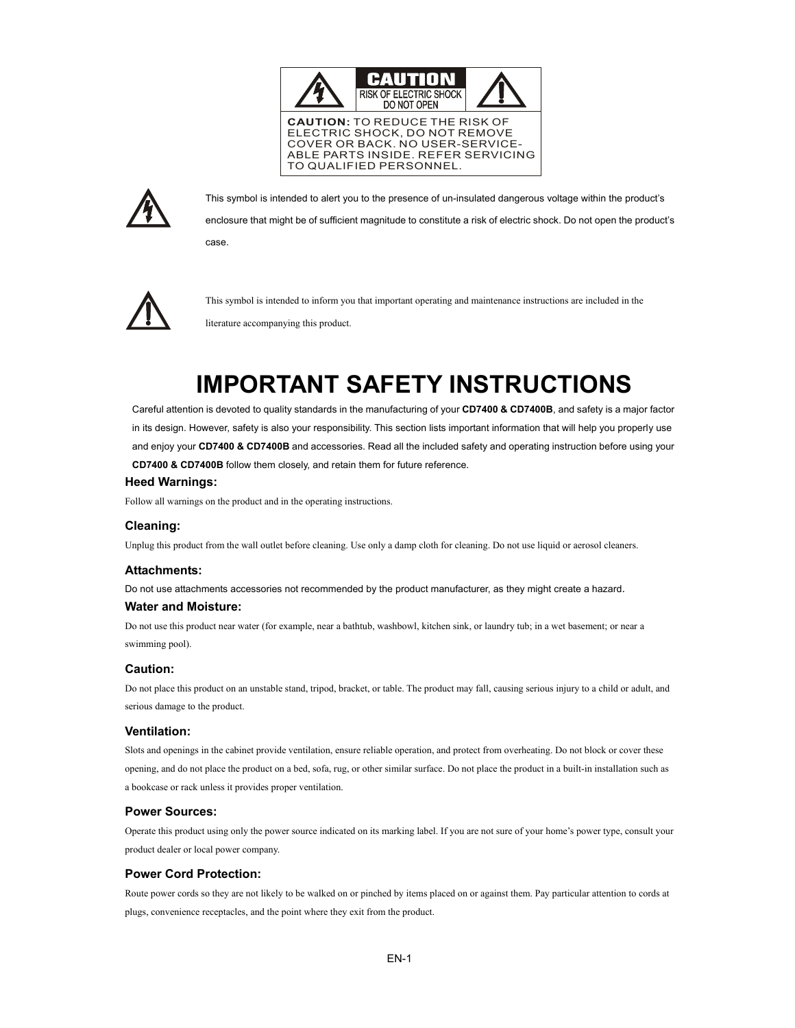**CAUTION**
RISK OF ELECTRIC SHOCK
DO NOT OPEN

**CAUTION:** TO REDUCE THE RISK OF ELECTRIC SHOCK, DO NOT REMOVE COVER OR BACK. NO USER-SERVICE-ABLE PARTS INSIDE. REFER SERVICING TO QUALIFIED PERSONNEL.

This symbol is intended to alert you to the presence of un-insulated dangerous voltage within the product's enclosure that might be of sufficient magnitude to constitute a risk of electric shock. Do not open the product's case.

This symbol is intended to inform you that important operating and maintenance instructions are included in the literature accompanying this product.

# IMPORTANT SAFETY INSTRUCTIONS

Careful attention is devoted to quality standards in the manufacturing of your **CD7400 & CD7400B**, and safety is a major factor in its design. However, safety is also your responsibility. This section lists important information that will help you properly use and enjoy your **CD7400 & CD7400B** and accessories. Read all the included safety and operating instruction before using your **CD7400 & CD7400B** follow them closely, and retain them for future reference.

### Heed Warnings:

Follow all warnings on the product and in the operating instructions.

### Cleaning:

Unplug this product from the wall outlet before cleaning. Use only a damp cloth for cleaning. Do not use liquid or aerosol cleaners.

### Attachments:

Do not use attachments accessories not recommended by the product manufacturer, as they might create a hazard.

### Water and Moisture:

Do not use this product near water (for example, near a bathtub, washbowl, kitchen sink, or laundry tub; in a wet basement; or near a swimming pool).

### Caution:

Do not place this product on an unstable stand, tripod, bracket, or table. The product may fall, causing serious injury to a child or adult, and serious damage to the product.

### Ventilation:

Slots and openings in the cabinet provide ventilation, ensure reliable operation, and protect from overheating. Do not block or cover these opening, and do not place the product on a bed, sofa, rug, or other similar surface. Do not place the product in a built-in installation such as a bookcase or rack unless it provides proper ventilation.

### Power Sources:

Operate this product using only the power source indicated on its marking label. If you are not sure of your home's power type, consult your product dealer or local power company.

### Power Cord Protection:

Route power cords so they are not likely to be walked on or pinched by items placed on or against them. Pay particular attention to cords at plugs, convenience receptacles, and the point where they exit from the product.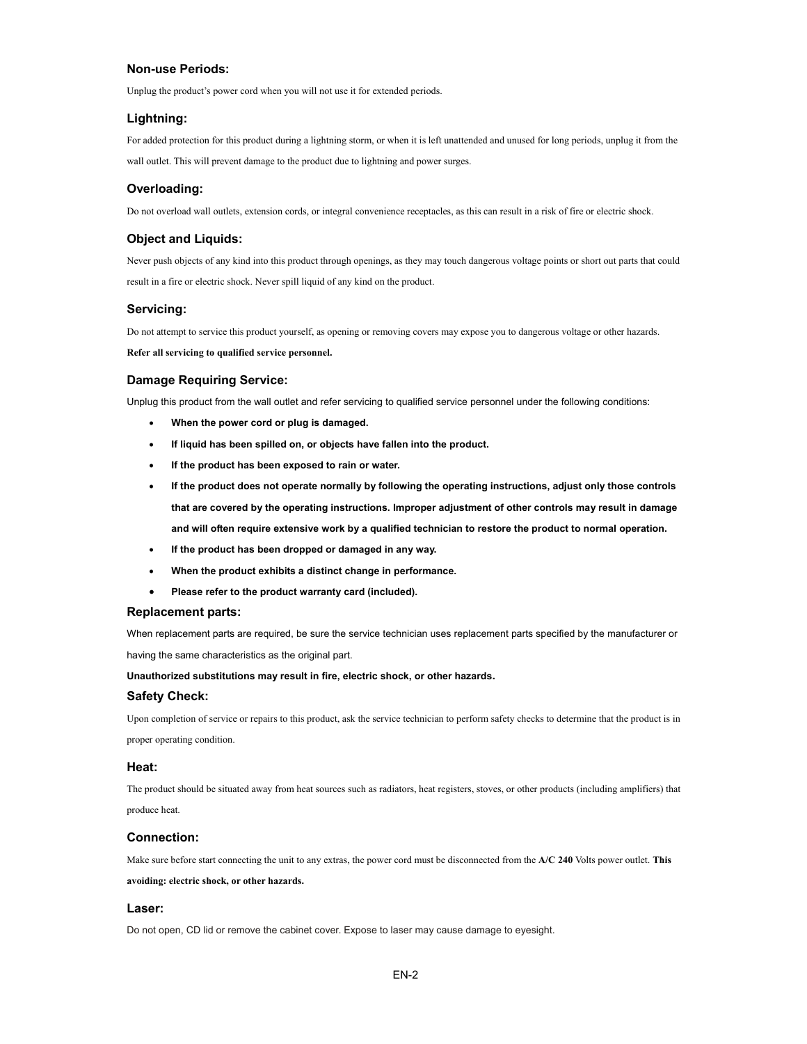### Non-use Periods:

Unplug the product's power cord when you will not use it for extended periods.

### Lightning:

For added protection for this product during a lightning storm, or when it is left unattended and unused for long periods, unplug it from the wall outlet. This will prevent damage to the product due to lightning and power surges.

### Overloading:

Do not overload wall outlets, extension cords, or integral convenience receptacles, as this can result in a risk of fire or electric shock.

### Object and Liquids:

Never push objects of any kind into this product through openings, as they may touch dangerous voltage points or short out parts that could result in a fire or electric shock. Never spill liquid of any kind on the product.

### Servicing:

Do not attempt to service this product yourself, as opening or removing covers may expose you to dangerous voltage or other hazards.

**Refer all servicing to qualified service personnel.**

### Damage Requiring Service:

Unplug this product from the wall outlet and refer servicing to qualified service personnel under the following conditions:

- **When the power cord or plug is damaged.**
- **If liquid has been spilled on, or objects have fallen into the product.**
- **If the product has been exposed to rain or water.**
- **If the product does not operate normally by following the operating instructions, adjust only those controls that are covered by the operating instructions. Improper adjustment of other controls may result in damage and will often require extensive work by a qualified technician to restore the product to normal operation.**
- **If the product has been dropped or damaged in any way.**
- **When the product exhibits a distinct change in performance.**
- **Please refer to the product warranty card (included).**

### Replacement parts:

When replacement parts are required, be sure the service technician uses replacement parts specified by the manufacturer or having the same characteristics as the original part.

**Unauthorized substitutions may result in fire, electric shock, or other hazards.**

### Safety Check:

Upon completion of service or repairs to this product, ask the service technician to perform safety checks to determine that the product is in proper operating condition.

### Heat:

The product should be situated away from heat sources such as radiators, heat registers, stoves, or other products (including amplifiers) that produce heat.

### Connection:

Make sure before start connecting the unit to any extras, the power cord must be disconnected from the **A/C 240** Volts power outlet. **This avoiding: electric shock, or other hazards.**

### Laser:

Do not open, CD lid or remove the cabinet cover. Expose to laser may cause damage to eyesight.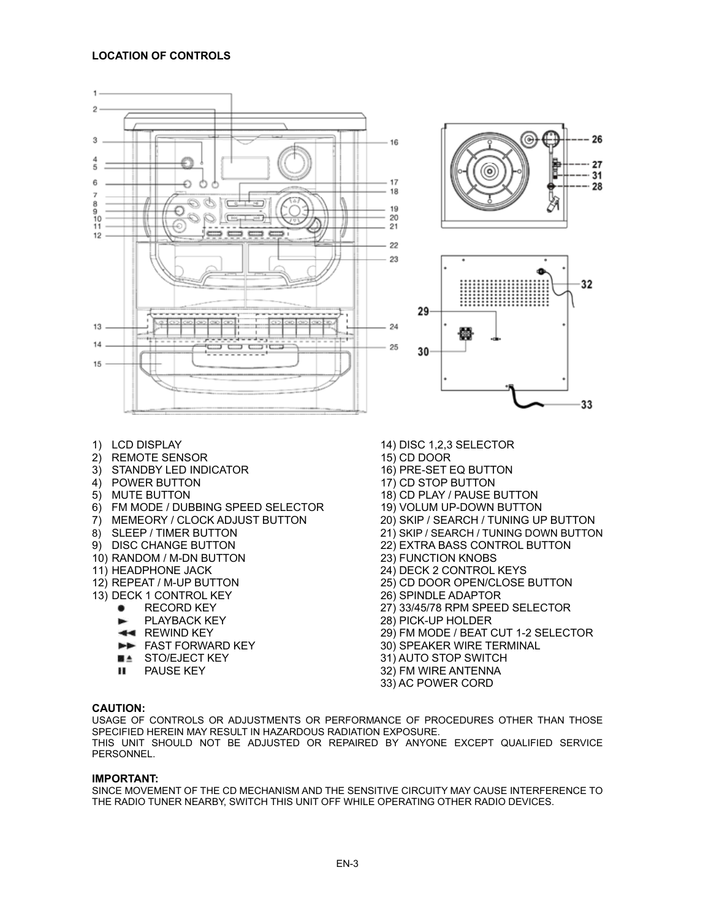## LOCATION OF CONTROLS

1) LCD DISPLAY
2) REMOTE SENSOR
3) STANDBY LED INDICATOR
4) POWER BUTTON
5) MUTE BUTTON
6) FM MODE / DUBBING SPEED SELECTOR
7) MEMEORY / CLOCK ADJUST BUTTON
8) SLEEP / TIMER BUTTON
9) DISC CHANGE BUTTON
10) RANDOM / M-DN BUTTON
11) HEADPHONE JACK
12) REPEAT / M-UP BUTTON
13) DECK 1 CONTROL KEY
    - ● RECORD KEY
    - ► PLAYBACK KEY
    - ◄◄ REWIND KEY
    - ►► FAST FORWARD KEY
    - ■▲ STO/EJECT KEY
    - ❚❚ PAUSE KEY
14) DISC 1,2,3 SELECTOR
15) CD DOOR
16) PRE-SET EQ BUTTON
17) CD STOP BUTTON
18) CD PLAY / PAUSE BUTTON
19) VOLUM UP-DOWN BUTTON
20) SKIP / SEARCH / TUNING UP BUTTON
21) SKIP / SEARCH / TUNING DOWN BUTTON
22) EXTRA BASS CONTROL BUTTON
23) FUNCTION KNOBS
24) DECK 2 CONTROL KEYS
25) CD DOOR OPEN/CLOSE BUTTON
26) SPINDLE ADAPTOR
27) 33/45/78 RPM SPEED SELECTOR
28) PICK-UP HOLDER
29) FM MODE / BEAT CUT 1-2 SELECTOR
30) SPEAKER WIRE TERMINAL
31) AUTO STOP SWITCH
32) FM WIRE ANTENNA
33) AC POWER CORD

**CAUTION:**
USAGE OF CONTROLS OR ADJUSTMENTS OR PERFORMANCE OF PROCEDURES OTHER THAN THOSE SPECIFIED HEREIN MAY RESULT IN HAZARDOUS RADIATION EXPOSURE.
THIS UNIT SHOULD NOT BE ADJUSTED OR REPAIRED BY ANYONE EXCEPT QUALIFIED SERVICE PERSONNEL.

**IMPORTANT:**
SINCE MOVEMENT OF THE CD MECHANISM AND THE SENSITIVE CIRCUITY MAY CAUSE INTERFERENCE TO THE RADIO TUNER NEARBY, SWITCH THIS UNIT OFF WHILE OPERATING OTHER RADIO DEVICES.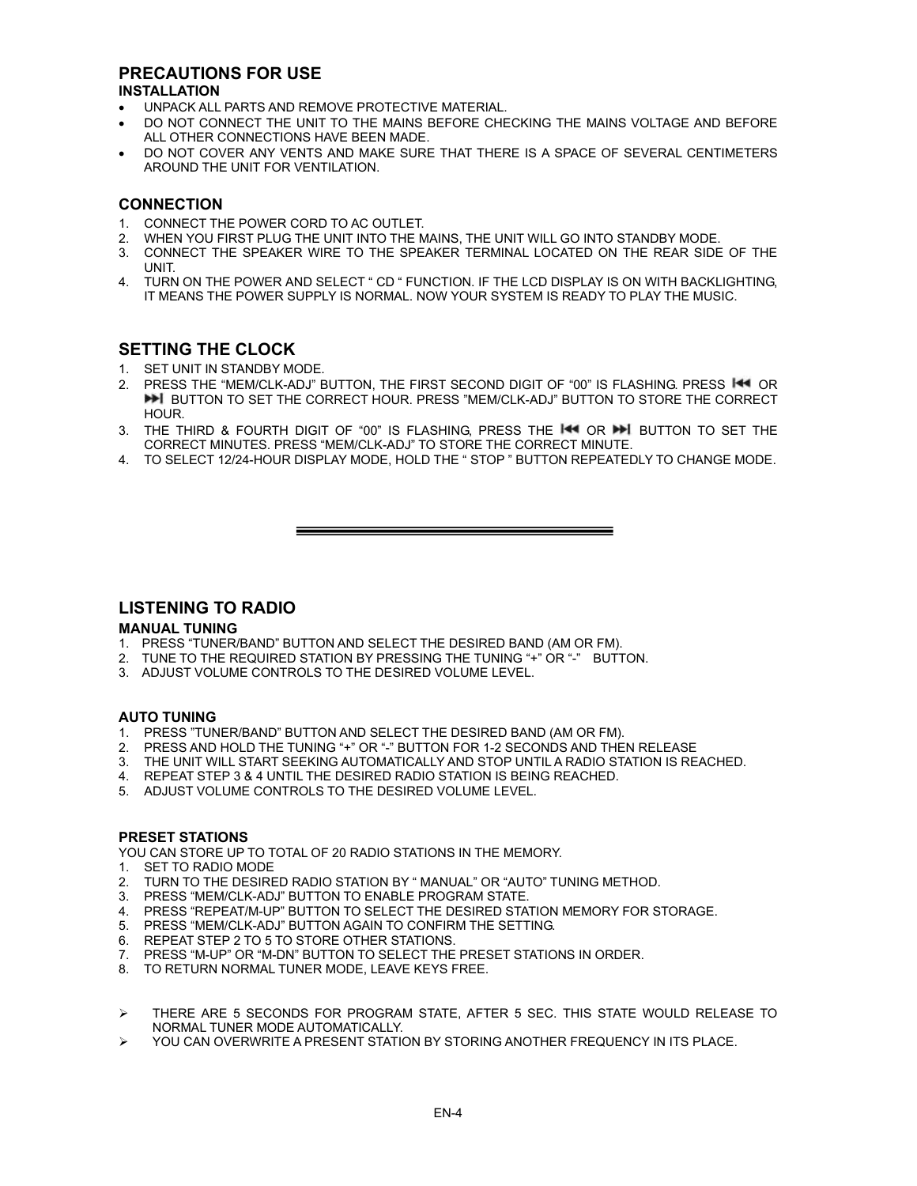## PRECAUTIONS FOR USE

### INSTALLATION

- UNPACK ALL PARTS AND REMOVE PROTECTIVE MATERIAL.
- DO NOT CONNECT THE UNIT TO THE MAINS BEFORE CHECKING THE MAINS VOLTAGE AND BEFORE ALL OTHER CONNECTIONS HAVE BEEN MADE.
- DO NOT COVER ANY VENTS AND MAKE SURE THAT THERE IS A SPACE OF SEVERAL CENTIMETERS AROUND THE UNIT FOR VENTILATION.

### CONNECTION

1. CONNECT THE POWER CORD TO AC OUTLET.
2. WHEN YOU FIRST PLUG THE UNIT INTO THE MAINS, THE UNIT WILL GO INTO STANDBY MODE.
3. CONNECT THE SPEAKER WIRE TO THE SPEAKER TERMINAL LOCATED ON THE REAR SIDE OF THE UNIT.
4. TURN ON THE POWER AND SELECT " CD " FUNCTION. IF THE LCD DISPLAY IS ON WITH BACKLIGHTING, IT MEANS THE POWER SUPPLY IS NORMAL. NOW YOUR SYSTEM IS READY TO PLAY THE MUSIC.

## SETTING THE CLOCK

1. SET UNIT IN STANDBY MODE.
2. PRESS THE "MEM/CLK-ADJ" BUTTON, THE FIRST SECOND DIGIT OF "00" IS FLASHING. PRESS ⏮ OR ⏭ BUTTON TO SET THE CORRECT HOUR. PRESS "MEM/CLK-ADJ" BUTTON TO STORE THE CORRECT HOUR.
3. THE THIRD & FOURTH DIGIT OF "00" IS FLASHING, PRESS THE ⏮ OR ⏭ BUTTON TO SET THE CORRECT MINUTES. PRESS "MEM/CLK-ADJ" TO STORE THE CORRECT MINUTE.
4. TO SELECT 12/24-HOUR DISPLAY MODE, HOLD THE " STOP " BUTTON REPEATEDLY TO CHANGE MODE.

---

## LISTENING TO RADIO

### MANUAL TUNING

1. PRESS "TUNER/BAND" BUTTON AND SELECT THE DESIRED BAND (AM OR FM).
2. TUNE TO THE REQUIRED STATION BY PRESSING THE TUNING "+" OR "-" BUTTON.
3. ADJUST VOLUME CONTROLS TO THE DESIRED VOLUME LEVEL.

### AUTO TUNING

1. PRESS "TUNER/BAND" BUTTON AND SELECT THE DESIRED BAND (AM OR FM).
2. PRESS AND HOLD THE TUNING "+" OR "-" BUTTON FOR 1-2 SECONDS AND THEN RELEASE
3. THE UNIT WILL START SEEKING AUTOMATICALLY AND STOP UNTIL A RADIO STATION IS REACHED.
4. REPEAT STEP 3 & 4 UNTIL THE DESIRED RADIO STATION IS BEING REACHED.
5. ADJUST VOLUME CONTROLS TO THE DESIRED VOLUME LEVEL.

### PRESET STATIONS

YOU CAN STORE UP TO TOTAL OF 20 RADIO STATIONS IN THE MEMORY.

1. SET TO RADIO MODE
2. TURN TO THE DESIRED RADIO STATION BY " MANUAL" OR "AUTO" TUNING METHOD.
3. PRESS "MEM/CLK-ADJ" BUTTON TO ENABLE PROGRAM STATE.
4. PRESS "REPEAT/M-UP" BUTTON TO SELECT THE DESIRED STATION MEMORY FOR STORAGE.
5. PRESS "MEM/CLK-ADJ" BUTTON AGAIN TO CONFIRM THE SETTING.
6. REPEAT STEP 2 TO 5 TO STORE OTHER STATIONS.
7. PRESS "M-UP" OR "M-DN" BUTTON TO SELECT THE PRESET STATIONS IN ORDER.
8. TO RETURN NORMAL TUNER MODE, LEAVE KEYS FREE.

- THERE ARE 5 SECONDS FOR PROGRAM STATE, AFTER 5 SEC. THIS STATE WOULD RELEASE TO NORMAL TUNER MODE AUTOMATICALLY.
- YOU CAN OVERWRITE A PRESENT STATION BY STORING ANOTHER FREQUENCY IN ITS PLACE.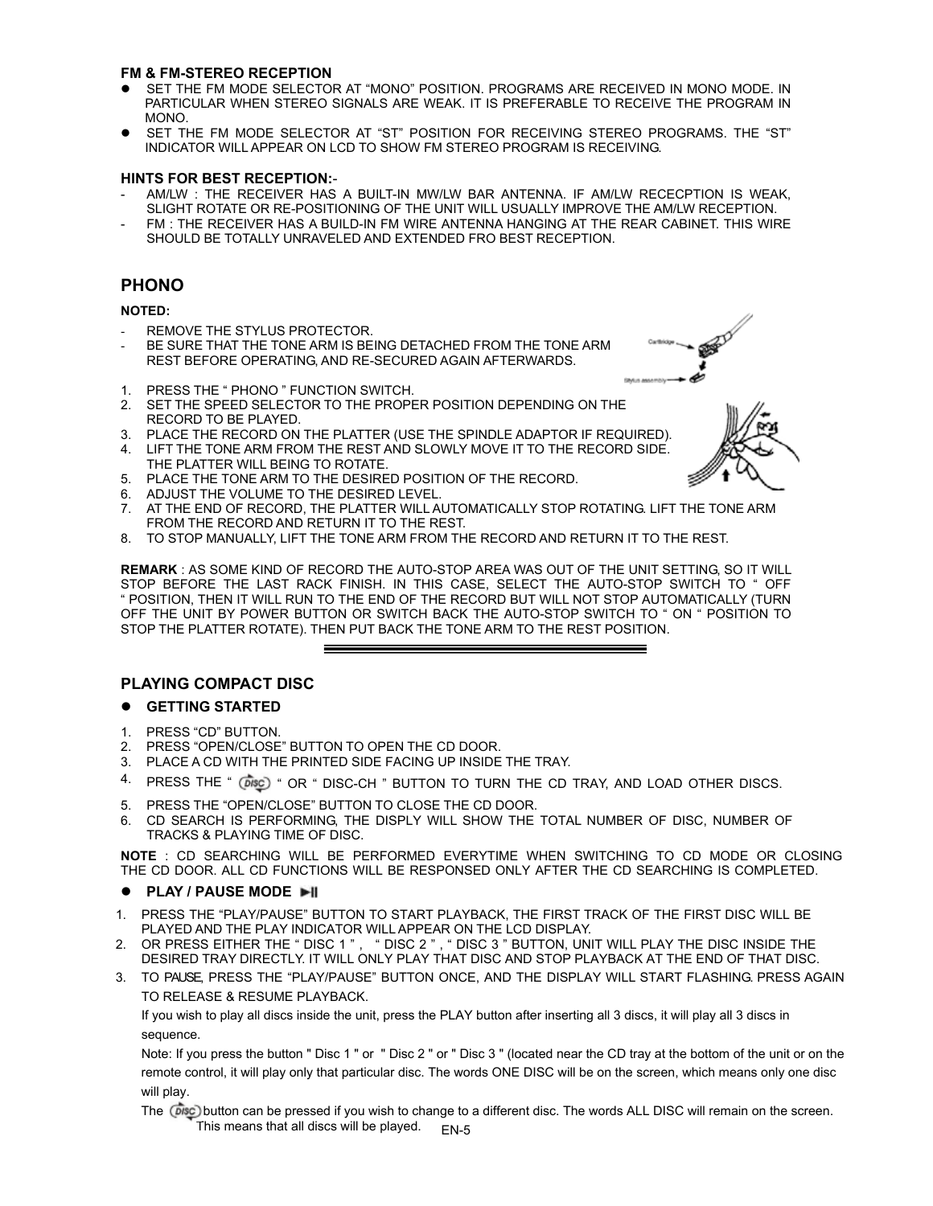### FM & FM-STEREO RECEPTION

- SET THE FM MODE SELECTOR AT “MONO” POSITION. PROGRAMS ARE RECEIVED IN MONO MODE. IN PARTICULAR WHEN STEREO SIGNALS ARE WEAK. IT IS PREFERABLE TO RECEIVE THE PROGRAM IN MONO.
- SET THE FM MODE SELECTOR AT “ST” POSITION FOR RECEIVING STEREO PROGRAMS. THE “ST” INDICATOR WILL APPEAR ON LCD TO SHOW FM STEREO PROGRAM IS RECEIVING.

### HINTS FOR BEST RECEPTION:-

- AM/LW : THE RECEIVER HAS A BUILT-IN MW/LW BAR ANTENNA. IF AM/LW RECECPTION IS WEAK, SLIGHT ROTATE OR RE-POSITIONING OF THE UNIT WILL USUALLY IMPROVE THE AM/LW RECEPTION.
- FM : THE RECEIVER HAS A BUILD-IN FM WIRE ANTENNA HANGING AT THE REAR CABINET. THIS WIRE SHOULD BE TOTALLY UNRAVELED AND EXTENDED FRO BEST RECEPTION.

## PHONO

**NOTED:**

- REMOVE THE STYLUS PROTECTOR.
- BE SURE THAT THE TONE ARM IS BEING DETACHED FROM THE TONE ARM REST BEFORE OPERATING, AND RE-SECURED AGAIN AFTERWARDS.

Cartridge
Stylus assembly

1. PRESS THE “ PHONO ” FUNCTION SWITCH.
2. SET THE SPEED SELECTOR TO THE PROPER POSITION DEPENDING ON THE RECORD TO BE PLAYED.
3. PLACE THE RECORD ON THE PLATTER (USE THE SPINDLE ADAPTOR IF REQUIRED).
4. LIFT THE TONE ARM FROM THE REST AND SLOWLY MOVE IT TO THE RECORD SIDE. THE PLATTER WILL BEING TO ROTATE.
5. PLACE THE TONE ARM TO THE DESIRED POSITION OF THE RECORD.
6. ADJUST THE VOLUME TO THE DESIRED LEVEL.
7. AT THE END OF RECORD, THE PLATTER WILL AUTOMATICALLY STOP ROTATING. LIFT THE TONE ARM FROM THE RECORD AND RETURN IT TO THE REST.
8. TO STOP MANUALLY, LIFT THE TONE ARM FROM THE RECORD AND RETURN IT TO THE REST.

**REMARK** : AS SOME KIND OF RECORD THE AUTO-STOP AREA WAS OUT OF THE UNIT SETTING, SO IT WILL STOP BEFORE THE LAST RACK FINISH. IN THIS CASE, SELECT THE AUTO-STOP SWITCH TO “ OFF “ POSITION, THEN IT WILL RUN TO THE END OF THE RECORD BUT WILL NOT STOP AUTOMATICALLY (TURN OFF THE UNIT BY POWER BUTTON OR SWITCH BACK THE AUTO-STOP SWITCH TO “ ON “ POSITION TO STOP THE PLATTER ROTATE). THEN PUT BACK THE TONE ARM TO THE REST POSITION.

---

## PLAYING COMPACT DISC

### GETTING STARTED

1. PRESS “CD” BUTTON.
2. PRESS “OPEN/CLOSE” BUTTON TO OPEN THE CD DOOR.
3. PLACE A CD WITH THE PRINTED SIDE FACING UP INSIDE THE TRAY.
4. PRESS THE “ DISC ” OR “ DISC-CH ” BUTTON TO TURN THE CD TRAY, AND LOAD OTHER DISCS.
5. PRESS THE “OPEN/CLOSE” BUTTON TO CLOSE THE CD DOOR.
6. CD SEARCH IS PERFORMING, THE DISPLY WILL SHOW THE TOTAL NUMBER OF DISC, NUMBER OF TRACKS & PLAYING TIME OF DISC.

**NOTE** : CD SEARCHING WILL BE PERFORMED EVERYTIME WHEN SWITCHING TO CD MODE OR CLOSING THE CD DOOR. ALL CD FUNCTIONS WILL BE RESPONSED ONLY AFTER THE CD SEARCHING IS COMPLETED.

### PLAY / PAUSE MODE ►II

1. PRESS THE “PLAY/PAUSE” BUTTON TO START PLAYBACK, THE FIRST TRACK OF THE FIRST DISC WILL BE PLAYED AND THE PLAY INDICATOR WILL APPEAR ON THE LCD DISPLAY.
2. OR PRESS EITHER THE “ DISC 1 ” , “ DISC 2 ” , “ DISC 3 ” BUTTON, UNIT WILL PLAY THE DISC INSIDE THE DESIRED TRAY DIRECTLY. IT WILL ONLY PLAY THAT DISC AND STOP PLAYBACK AT THE END OF THAT DISC.
3. TO PAUSE, PRESS THE “PLAY/PAUSE” BUTTON ONCE, AND THE DISPLAY WILL START FLASHING. PRESS AGAIN TO RELEASE & RESUME PLAYBACK.

   If you wish to play all discs inside the unit, press the PLAY button after inserting all 3 discs, it will play all 3 discs in sequence.

   Note: If you press the button " Disc 1 " or " Disc 2 " or " Disc 3 " (located near the CD tray at the bottom of the unit or on the remote control, it will play only that particular disc. The words ONE DISC will be on the screen, which means only one disc will play.

   The DISC button can be pressed if you wish to change to a different disc. The words ALL DISC will remain on the screen. This means that all discs will be played.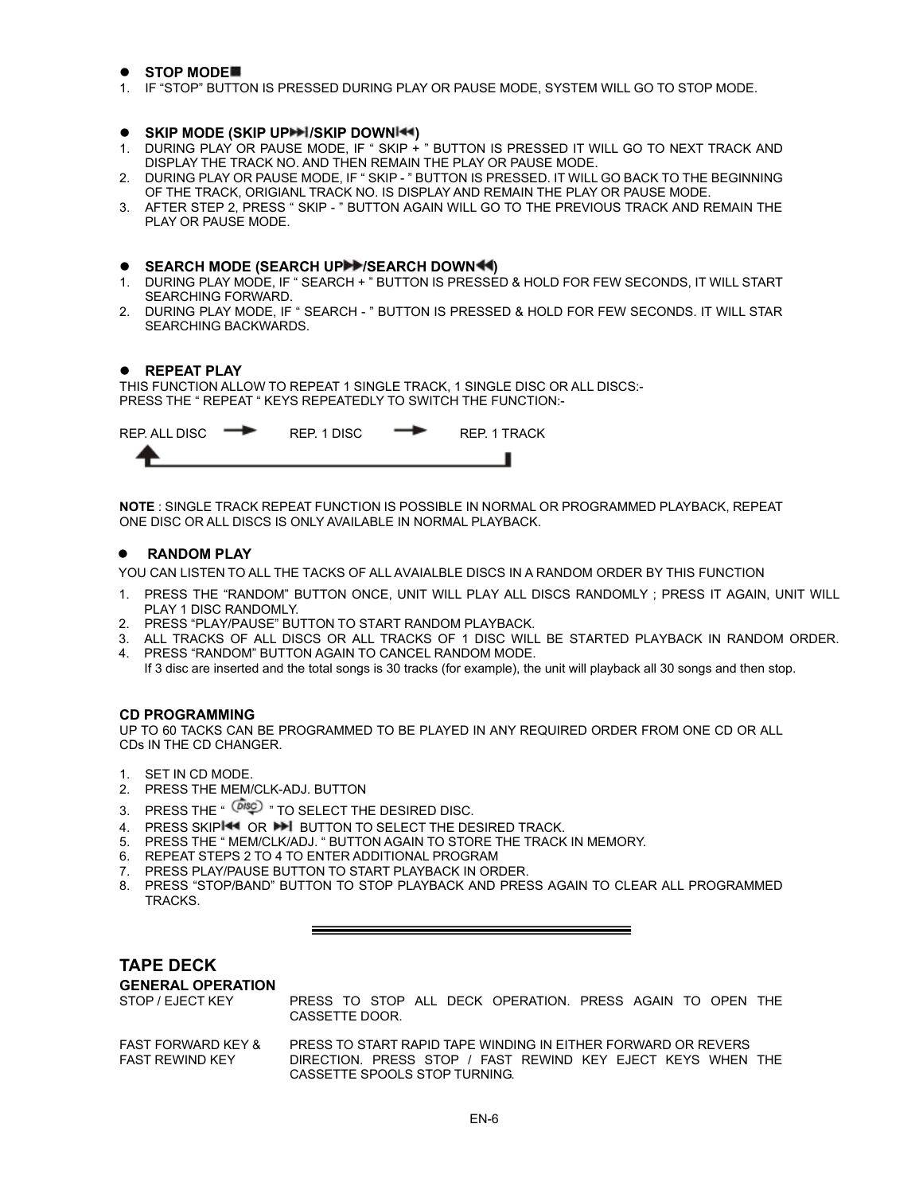- **STOP MODE■**

1. IF "STOP" BUTTON IS PRESSED DURING PLAY OR PAUSE MODE, SYSTEM WILL GO TO STOP MODE.

- **SKIP MODE (SKIP UP⏭/SKIP DOWN⏮)**

1. DURING PLAY OR PAUSE MODE, IF " SKIP + " BUTTON IS PRESSED IT WILL GO TO NEXT TRACK AND DISPLAY THE TRACK NO. AND THEN REMAIN THE PLAY OR PAUSE MODE.
2. DURING PLAY OR PAUSE MODE, IF " SKIP - " BUTTON IS PRESSED. IT WILL GO BACK TO THE BEGINNING OF THE TRACK, ORIGIANL TRACK NO. IS DISPLAY AND REMAIN THE PLAY OR PAUSE MODE.
3. AFTER STEP 2, PRESS " SKIP - " BUTTON AGAIN WILL GO TO THE PREVIOUS TRACK AND REMAIN THE PLAY OR PAUSE MODE.

- **SEARCH MODE (SEARCH UP⏩/SEARCH DOWN⏪)**

1. DURING PLAY MODE, IF " SEARCH + " BUTTON IS PRESSED & HOLD FOR FEW SECONDS, IT WILL START SEARCHING FORWARD.
2. DURING PLAY MODE, IF " SEARCH - " BUTTON IS PRESSED & HOLD FOR FEW SECONDS. IT WILL STAR SEARCHING BACKWARDS.

- **REPEAT PLAY**

THIS FUNCTION ALLOW TO REPEAT 1 SINGLE TRACK, 1 SINGLE DISC OR ALL DISCS:-
PRESS THE " REPEAT " KEYS REPEATEDLY TO SWITCH THE FUNCTION:-

REP. ALL DISC → REP. 1 DISC → REP. 1 TRACK → (back to REP. ALL DISC)

**NOTE** : SINGLE TRACK REPEAT FUNCTION IS POSSIBLE IN NORMAL OR PROGRAMMED PLAYBACK, REPEAT ONE DISC OR ALL DISCS IS ONLY AVAILABLE IN NORMAL PLAYBACK.

- **RANDOM PLAY**

YOU CAN LISTEN TO ALL THE TACKS OF ALL AVAIALBLE DISCS IN A RANDOM ORDER BY THIS FUNCTION

1. PRESS THE "RANDOM" BUTTON ONCE, UNIT WILL PLAY ALL DISCS RANDOMLY ; PRESS IT AGAIN, UNIT WILL PLAY 1 DISC RANDOMLY.
2. PRESS "PLAY/PAUSE" BUTTON TO START RANDOM PLAYBACK.
3. ALL TRACKS OF ALL DISCS OR ALL TRACKS OF 1 DISC WILL BE STARTED PLAYBACK IN RANDOM ORDER.
4. PRESS "RANDOM" BUTTON AGAIN TO CANCEL RANDOM MODE.
   If 3 disc are inserted and the total songs is 30 tracks (for example), the unit will playback all 30 songs and then stop.

**CD PROGRAMMING**

UP TO 60 TACKS CAN BE PROGRAMMED TO BE PLAYED IN ANY REQUIRED ORDER FROM ONE CD OR ALL CDs IN THE CD CHANGER.

1. SET IN CD MODE.
2. PRESS THE MEM/CLK-ADJ. BUTTON
3. PRESS THE " DISC " TO SELECT THE DESIRED DISC.
4. PRESS SKIP⏮ OR ⏭ BUTTON TO SELECT THE DESIRED TRACK.
5. PRESS THE " MEM/CLK/ADJ. " BUTTON AGAIN TO STORE THE TRACK IN MEMORY.
6. REPEAT STEPS 2 TO 4 TO ENTER ADDITIONAL PROGRAM
7. PRESS PLAY/PAUSE BUTTON TO START PLAYBACK IN ORDER.
8. PRESS "STOP/BAND" BUTTON TO STOP PLAYBACK AND PRESS AGAIN TO CLEAR ALL PROGRAMMED TRACKS.

---

## TAPE DECK

### GENERAL OPERATION

| | |
|---|---|
| STOP / EJECT KEY | PRESS TO STOP ALL DECK OPERATION. PRESS AGAIN TO OPEN THE CASSETTE DOOR. |
| FAST FORWARD KEY & FAST REWIND KEY | PRESS TO START RAPID TAPE WINDING IN EITHER FORWARD OR REVERS DIRECTION. PRESS STOP / FAST REWIND KEY EJECT KEYS WHEN THE CASSETTE SPOOLS STOP TURNING. |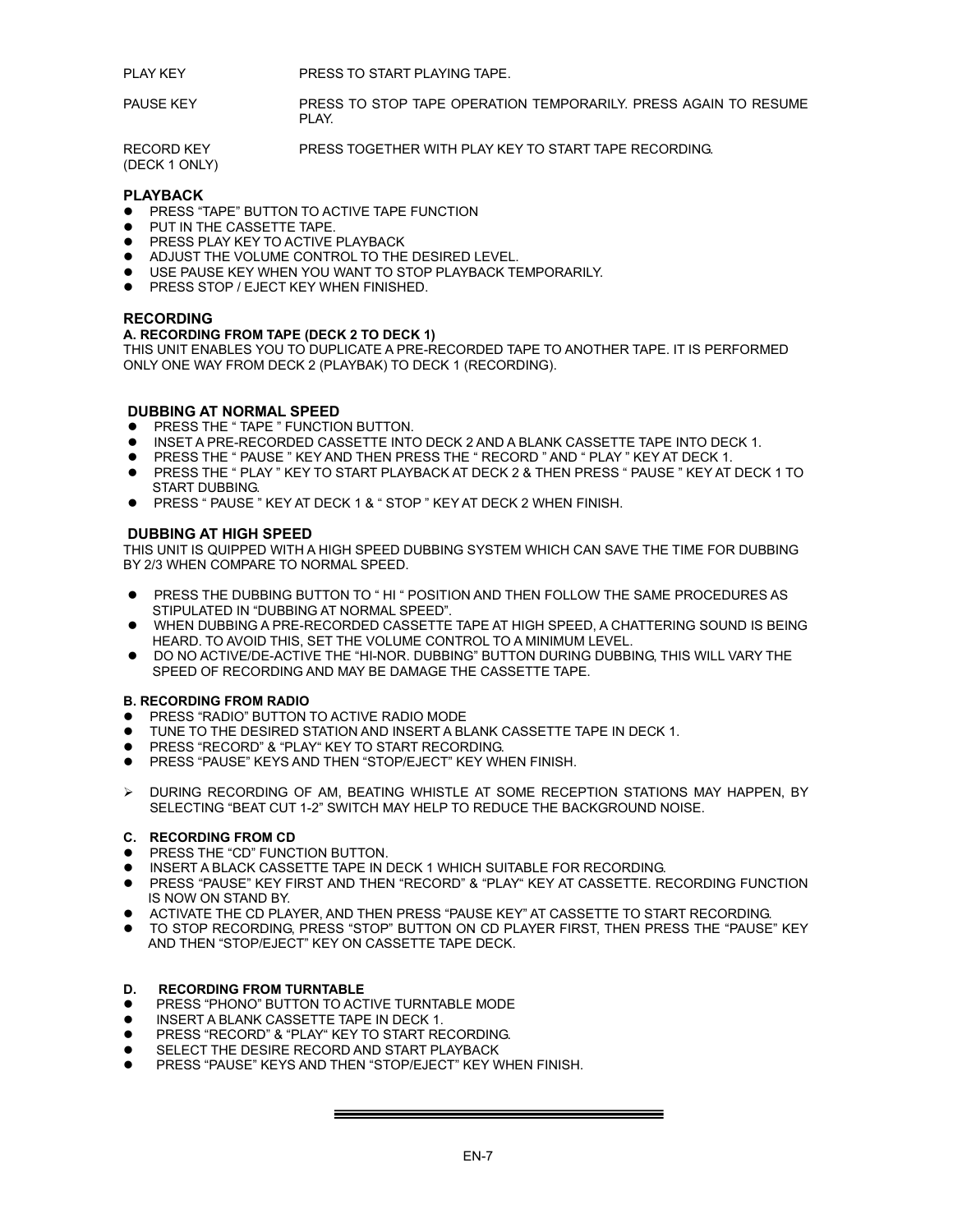| | |
|---|---|
| PLAY KEY | PRESS TO START PLAYING TAPE. |
| PAUSE KEY | PRESS TO STOP TAPE OPERATION TEMPORARILY. PRESS AGAIN TO RESUME PLAY. |
| RECORD KEY (DECK 1 ONLY) | PRESS TOGETHER WITH PLAY KEY TO START TAPE RECORDING. |

### PLAYBACK

- PRESS “TAPE” BUTTON TO ACTIVE TAPE FUNCTION
- PUT IN THE CASSETTE TAPE.
- PRESS PLAY KEY TO ACTIVE PLAYBACK
- ADJUST THE VOLUME CONTROL TO THE DESIRED LEVEL.
- USE PAUSE KEY WHEN YOU WANT TO STOP PLAYBACK TEMPORARILY.
- PRESS STOP / EJECT KEY WHEN FINISHED.

### RECORDING

#### A. RECORDING FROM TAPE (DECK 2 TO DECK 1)

THIS UNIT ENABLES YOU TO DUPLICATE A PRE-RECORDED TAPE TO ANOTHER TAPE. IT IS PERFORMED ONLY ONE WAY FROM DECK 2 (PLAYBAK) TO DECK 1 (RECORDING).

#### DUBBING AT NORMAL SPEED

- PRESS THE “ TAPE ” FUNCTION BUTTON.
- INSET A PRE-RECORDED CASSETTE INTO DECK 2 AND A BLANK CASSETTE TAPE INTO DECK 1.
- PRESS THE “ PAUSE ” KEY AND THEN PRESS THE “ RECORD ” AND “ PLAY ” KEY AT DECK 1.
- PRESS THE “ PLAY ” KEY TO START PLAYBACK AT DECK 2 & THEN PRESS “ PAUSE ” KEY AT DECK 1 TO START DUBBING.
- PRESS “ PAUSE ” KEY AT DECK 1 & “ STOP ” KEY AT DECK 2 WHEN FINISH.

#### DUBBING AT HIGH SPEED

THIS UNIT IS QUIPPED WITH A HIGH SPEED DUBBING SYSTEM WHICH CAN SAVE THE TIME FOR DUBBING BY 2/3 WHEN COMPARE TO NORMAL SPEED.

- PRESS THE DUBBING BUTTON TO “ HI “ POSITION AND THEN FOLLOW THE SAME PROCEDURES AS STIPULATED IN “DUBBING AT NORMAL SPEED”.
- WHEN DUBBING A PRE-RECORDED CASSETTE TAPE AT HIGH SPEED, A CHATTERING SOUND IS BEING HEARD. TO AVOID THIS, SET THE VOLUME CONTROL TO A MINIMUM LEVEL.
- DO NO ACTIVE/DE-ACTIVE THE “HI-NOR. DUBBING” BUTTON DURING DUBBING, THIS WILL VARY THE SPEED OF RECORDING AND MAY BE DAMAGE THE CASSETTE TAPE.

#### B. RECORDING FROM RADIO

- PRESS “RADIO” BUTTON TO ACTIVE RADIO MODE
- TUNE TO THE DESIRED STATION AND INSERT A BLANK CASSETTE TAPE IN DECK 1.
- PRESS “RECORD” & “PLAY“ KEY TO START RECORDING.
- PRESS “PAUSE” KEYS AND THEN “STOP/EJECT” KEY WHEN FINISH.

- DURING RECORDING OF AM, BEATING WHISTLE AT SOME RECEPTION STATIONS MAY HAPPEN, BY SELECTING “BEAT CUT 1-2” SWITCH MAY HELP TO REDUCE THE BACKGROUND NOISE.

#### C. RECORDING FROM CD

- PRESS THE “CD” FUNCTION BUTTON.
- INSERT A BLACK CASSETTE TAPE IN DECK 1 WHICH SUITABLE FOR RECORDING.
- PRESS “PAUSE” KEY FIRST AND THEN “RECORD” & “PLAY“ KEY AT CASSETTE. RECORDING FUNCTION IS NOW ON STAND BY.
- ACTIVATE THE CD PLAYER, AND THEN PRESS “PAUSE KEY” AT CASSETTE TO START RECORDING.
- TO STOP RECORDING, PRESS “STOP” BUTTON ON CD PLAYER FIRST, THEN PRESS THE “PAUSE” KEY AND THEN “STOP/EJECT” KEY ON CASSETTE TAPE DECK.

#### D. RECORDING FROM TURNTABLE

- PRESS “PHONO” BUTTON TO ACTIVE TURNTABLE MODE
- INSERT A BLANK CASSETTE TAPE IN DECK 1.
- PRESS “RECORD” & “PLAY“ KEY TO START RECORDING.
- SELECT THE DESIRE RECORD AND START PLAYBACK
- PRESS “PAUSE” KEYS AND THEN “STOP/EJECT” KEY WHEN FINISH.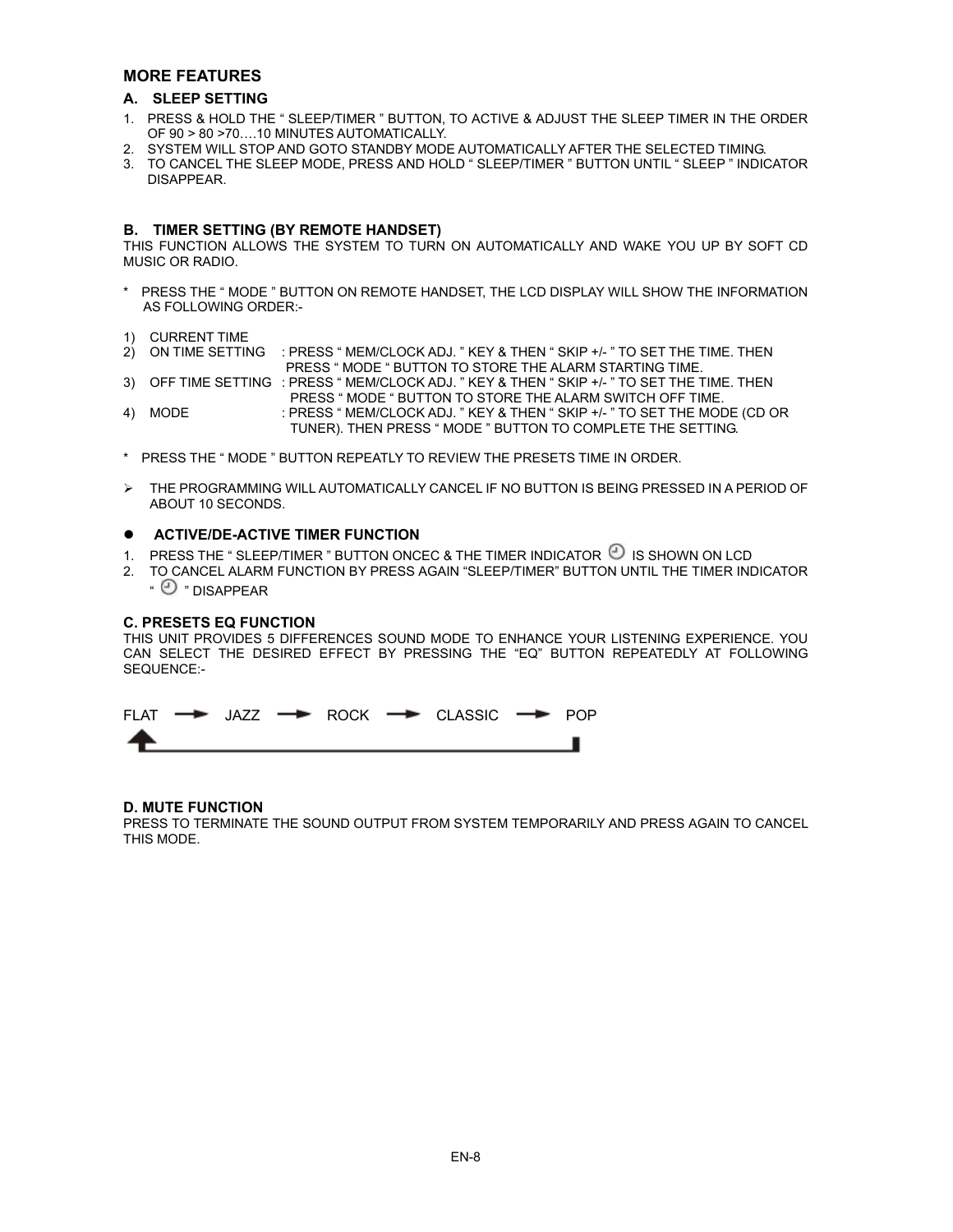## MORE FEATURES

### A. SLEEP SETTING

1. PRESS & HOLD THE " SLEEP/TIMER " BUTTON, TO ACTIVE & ADJUST THE SLEEP TIMER IN THE ORDER OF 90 > 80 >70….10 MINUTES AUTOMATICALLY.
2. SYSTEM WILL STOP AND GOTO STANDBY MODE AUTOMATICALLY AFTER THE SELECTED TIMING.
3. TO CANCEL THE SLEEP MODE, PRESS AND HOLD " SLEEP/TIMER " BUTTON UNTIL " SLEEP " INDICATOR DISAPPEAR.

### B. TIMER SETTING (BY REMOTE HANDSET)

THIS FUNCTION ALLOWS THE SYSTEM TO TURN ON AUTOMATICALLY AND WAKE YOU UP BY SOFT CD MUSIC OR RADIO.

* PRESS THE " MODE " BUTTON ON REMOTE HANDSET, THE LCD DISPLAY WILL SHOW THE INFORMATION AS FOLLOWING ORDER:-

1) CURRENT TIME
2) ON TIME SETTING : PRESS " MEM/CLOCK ADJ. " KEY & THEN " SKIP +/- " TO SET THE TIME. THEN PRESS " MODE " BUTTON TO STORE THE ALARM STARTING TIME.
3) OFF TIME SETTING : PRESS " MEM/CLOCK ADJ. " KEY & THEN " SKIP +/- " TO SET THE TIME. THEN PRESS " MODE " BUTTON TO STORE THE ALARM SWITCH OFF TIME.
4) MODE : PRESS " MEM/CLOCK ADJ. " KEY & THEN " SKIP +/- " TO SET THE MODE (CD OR TUNER). THEN PRESS " MODE " BUTTON TO COMPLETE THE SETTING.

* PRESS THE " MODE " BUTTON REPEATLY TO REVIEW THE PRESETS TIME IN ORDER.

➢ THE PROGRAMMING WILL AUTOMATICALLY CANCEL IF NO BUTTON IS BEING PRESSED IN A PERIOD OF ABOUT 10 SECONDS.

- **ACTIVE/DE-ACTIVE TIMER FUNCTION**

1. PRESS THE " SLEEP/TIMER " BUTTON ONCEC & THE TIMER INDICATOR 🕘 IS SHOWN ON LCD
2. TO CANCEL ALARM FUNCTION BY PRESS AGAIN "SLEEP/TIMER" BUTTON UNTIL THE TIMER INDICATOR " 🕘 " DISAPPEAR

### C. PRESETS EQ FUNCTION

THIS UNIT PROVIDES 5 DIFFERENCES SOUND MODE TO ENHANCE YOUR LISTENING EXPERIENCE. YOU CAN SELECT THE DESIRED EFFECT BY PRESSING THE "EQ" BUTTON REPEATEDLY AT FOLLOWING SEQUENCE:-

FLAT → JAZZ → ROCK → CLASSIC → POP → (back to FLAT)

### D. MUTE FUNCTION

PRESS TO TERMINATE THE SOUND OUTPUT FROM SYSTEM TEMPORARILY AND PRESS AGAIN TO CANCEL THIS MODE.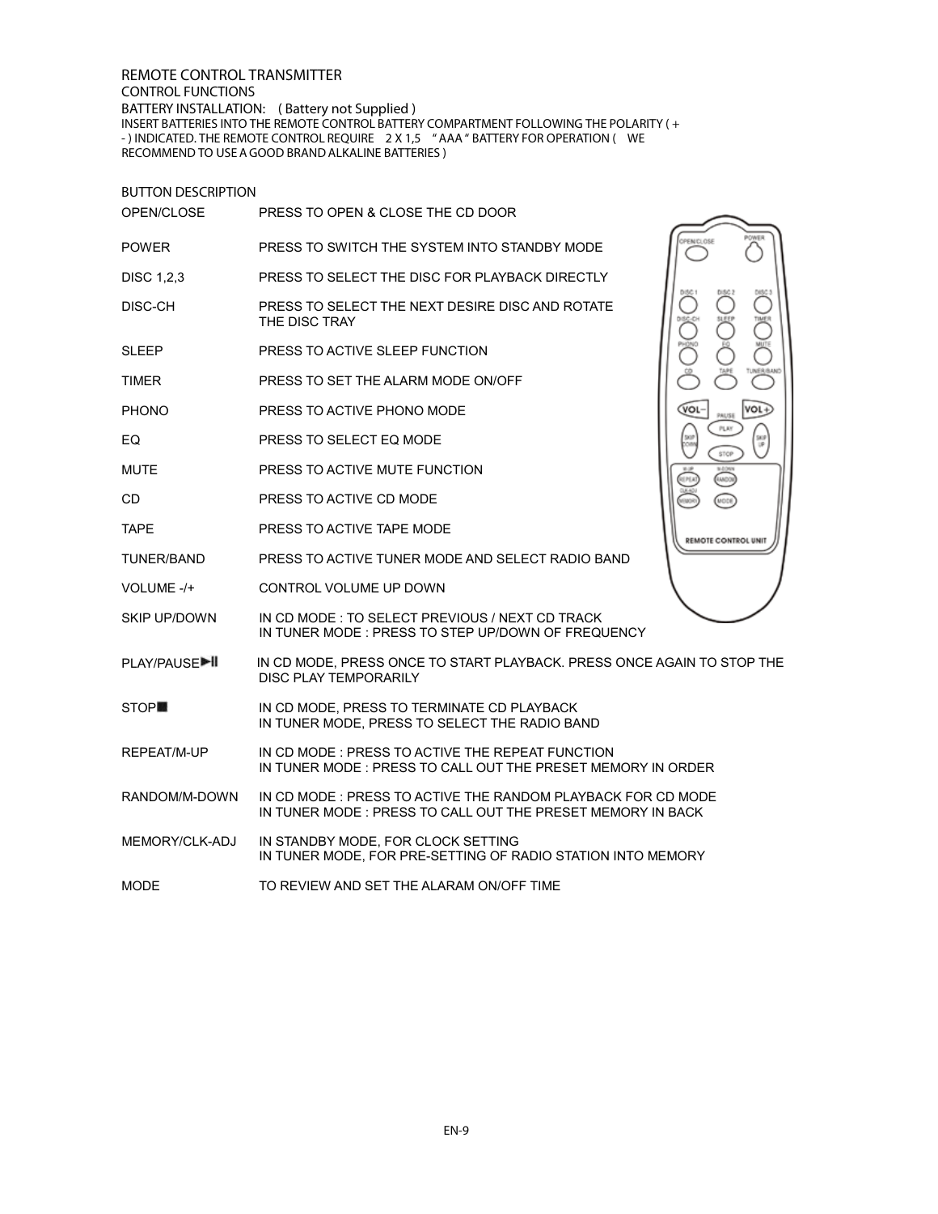# REMOTE CONTROL TRANSMITTER

## CONTROL FUNCTIONS

BATTERY INSTALLATION: ( Battery not Supplied )

INSERT BATTERIES INTO THE REMOTE CONTROL BATTERY COMPARTMENT FOLLOWING THE POLARITY ( + - ) INDICATED. THE REMOTE CONTROL REQUIRE 2 X 1,5 " AAA " BATTERY FOR OPERATION ( WE RECOMMEND TO USE A GOOD BRAND ALKALINE BATTERIES )

## BUTTON DESCRIPTION

| Button | Description |
|---|---|
| OPEN/CLOSE | PRESS TO OPEN & CLOSE THE CD DOOR |
| POWER | PRESS TO SWITCH THE SYSTEM INTO STANDBY MODE |
| DISC 1,2,3 | PRESS TO SELECT THE DISC FOR PLAYBACK DIRECTLY |
| DISC-CH | PRESS TO SELECT THE NEXT DESIRE DISC AND ROTATE THE DISC TRAY |
| SLEEP | PRESS TO ACTIVE SLEEP FUNCTION |
| TIMER | PRESS TO SET THE ALARM MODE ON/OFF |
| PHONO | PRESS TO ACTIVE PHONO MODE |
| EQ | PRESS TO SELECT EQ MODE |
| MUTE | PRESS TO ACTIVE MUTE FUNCTION |
| CD | PRESS TO ACTIVE CD MODE |
| TAPE | PRESS TO ACTIVE TAPE MODE |
| TUNER/BAND | PRESS TO ACTIVE TUNER MODE AND SELECT RADIO BAND |
| VOLUME -/+ | CONTROL VOLUME UP DOWN |
| SKIP UP/DOWN | IN CD MODE : TO SELECT PREVIOUS / NEXT CD TRACK<br>IN TUNER MODE : PRESS TO STEP UP/DOWN OF FREQUENCY |
| PLAY/PAUSE ▶II | IN CD MODE, PRESS ONCE TO START PLAYBACK. PRESS ONCE AGAIN TO STOP THE DISC PLAY TEMPORARILY |
| STOP ■ | IN CD MODE, PRESS TO TERMINATE CD PLAYBACK<br>IN TUNER MODE, PRESS TO SELECT THE RADIO BAND |
| REPEAT/M-UP | IN CD MODE : PRESS TO ACTIVE THE REPEAT FUNCTION<br>IN TUNER MODE : PRESS TO CALL OUT THE PRESET MEMORY IN ORDER |
| RANDOM/M-DOWN | IN CD MODE : PRESS TO ACTIVE THE RANDOM PLAYBACK FOR CD MODE<br>IN TUNER MODE : PRESS TO CALL OUT THE PRESET MEMORY IN BACK |
| MEMORY/CLK-ADJ | IN STANDBY MODE, FOR CLOCK SETTING<br>IN TUNER MODE, FOR PRE-SETTING OF RADIO STATION INTO MEMORY |
| MODE | TO REVIEW AND SET THE ALARAM ON/OFF TIME |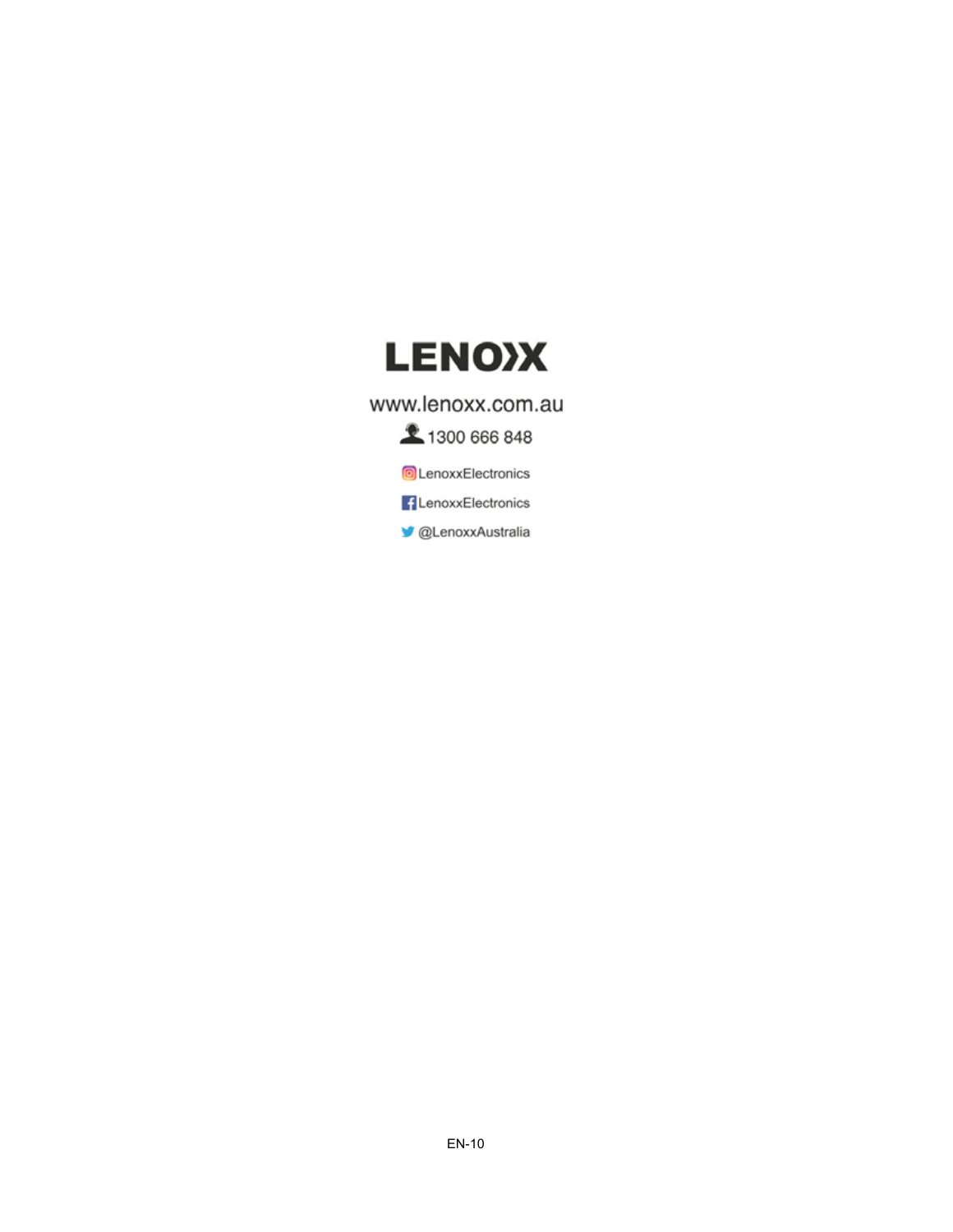# LENOXX

www.lenoxx.com.au

1300 666 848

LenoxxElectronics

LenoxxElectronics

@LenoxxAustralia